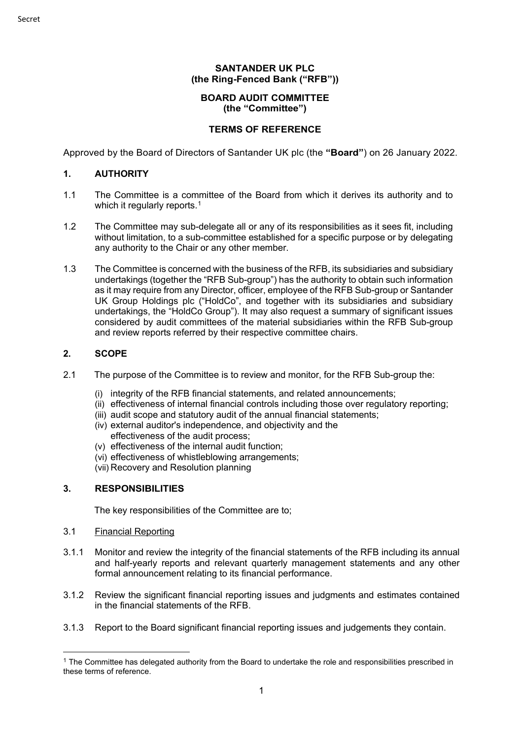Secret

**SANTANDER UK PLC**
**(the Ring-Fenced Bank ("RFB"))**

**BOARD AUDIT COMMITTEE**
**(the "Committee")**

**TERMS OF REFERENCE**

Approved by the Board of Directors of Santander UK plc (the **"Board"**) on 26 January 2022.

## 1. AUTHORITY

1.1 The Committee is a committee of the Board from which it derives its authority and to which it regularly reports.[1]

1.2 The Committee may sub-delegate all or any of its responsibilities as it sees fit, including without limitation, to a sub-committee established for a specific purpose or by delegating any authority to the Chair or any other member.

1.3 The Committee is concerned with the business of the RFB, its subsidiaries and subsidiary undertakings (together the "RFB Sub-group") has the authority to obtain such information as it may require from any Director, officer, employee of the RFB Sub-group or Santander UK Group Holdings plc ("HoldCo", and together with its subsidiaries and subsidiary undertakings, the "HoldCo Group"). It may also request a summary of significant issues considered by audit committees of the material subsidiaries within the RFB Sub-group and review reports referred by their respective committee chairs.

## 2. SCOPE

2.1 The purpose of the Committee is to review and monitor, for the RFB Sub-group the:

(i) integrity of the RFB financial statements, and related announcements;
(ii) effectiveness of internal financial controls including those over regulatory reporting;
(iii) audit scope and statutory audit of the annual financial statements;
(iv) external auditor's independence, and objectivity and the effectiveness of the audit process;
(v) effectiveness of the internal audit function;
(vi) effectiveness of whistleblowing arrangements;
(vii) Recovery and Resolution planning

## 3. RESPONSIBILITIES

The key responsibilities of the Committee are to;

3.1 Financial Reporting

3.1.1 Monitor and review the integrity of the financial statements of the RFB including its annual and half-yearly reports and relevant quarterly management statements and any other formal announcement relating to its financial performance.

3.1.2 Review the significant financial reporting issues and judgments and estimates contained in the financial statements of the RFB.

3.1.3 Report to the Board significant financial reporting issues and judgements they contain.

[1] The Committee has delegated authority from the Board to undertake the role and responsibilities prescribed in these terms of reference.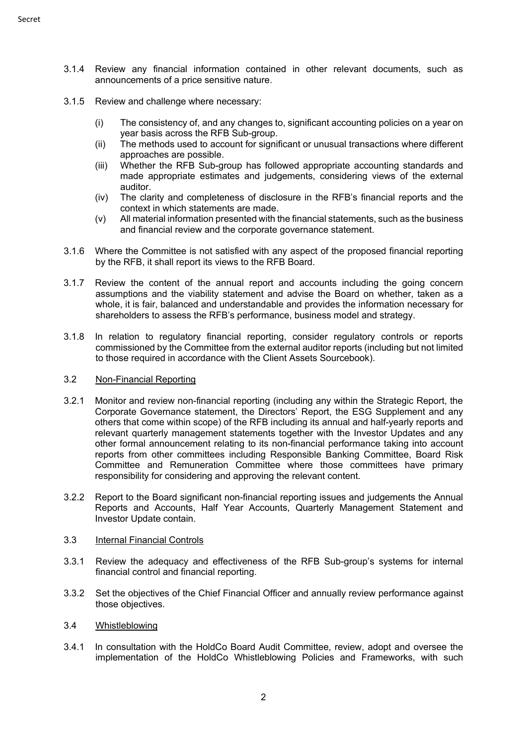3.1.4 Review any financial information contained in other relevant documents, such as announcements of a price sensitive nature.

3.1.5 Review and challenge where necessary:

- (i) The consistency of, and any changes to, significant accounting policies on a year on year basis across the RFB Sub-group.
- (ii) The methods used to account for significant or unusual transactions where different approaches are possible.
- (iii) Whether the RFB Sub-group has followed appropriate accounting standards and made appropriate estimates and judgements, considering views of the external auditor.
- (iv) The clarity and completeness of disclosure in the RFB's financial reports and the context in which statements are made.
- (v) All material information presented with the financial statements, such as the business and financial review and the corporate governance statement.

3.1.6 Where the Committee is not satisfied with any aspect of the proposed financial reporting by the RFB, it shall report its views to the RFB Board.

3.1.7 Review the content of the annual report and accounts including the going concern assumptions and the viability statement and advise the Board on whether, taken as a whole, it is fair, balanced and understandable and provides the information necessary for shareholders to assess the RFB's performance, business model and strategy.

3.1.8 In relation to regulatory financial reporting, consider regulatory controls or reports commissioned by the Committee from the external auditor reports (including but not limited to those required in accordance with the Client Assets Sourcebook).

3.2 Non-Financial Reporting

3.2.1 Monitor and review non-financial reporting (including any within the Strategic Report, the Corporate Governance statement, the Directors' Report, the ESG Supplement and any others that come within scope) of the RFB including its annual and half-yearly reports and relevant quarterly management statements together with the Investor Updates and any other formal announcement relating to its non-financial performance taking into account reports from other committees including Responsible Banking Committee, Board Risk Committee and Remuneration Committee where those committees have primary responsibility for considering and approving the relevant content.

3.2.2 Report to the Board significant non-financial reporting issues and judgements the Annual Reports and Accounts, Half Year Accounts, Quarterly Management Statement and Investor Update contain.

3.3 Internal Financial Controls

3.3.1 Review the adequacy and effectiveness of the RFB Sub-group's systems for internal financial control and financial reporting.

3.3.2 Set the objectives of the Chief Financial Officer and annually review performance against those objectives.

3.4 Whistleblowing

3.4.1 In consultation with the HoldCo Board Audit Committee, review, adopt and oversee the implementation of the HoldCo Whistleblowing Policies and Frameworks, with such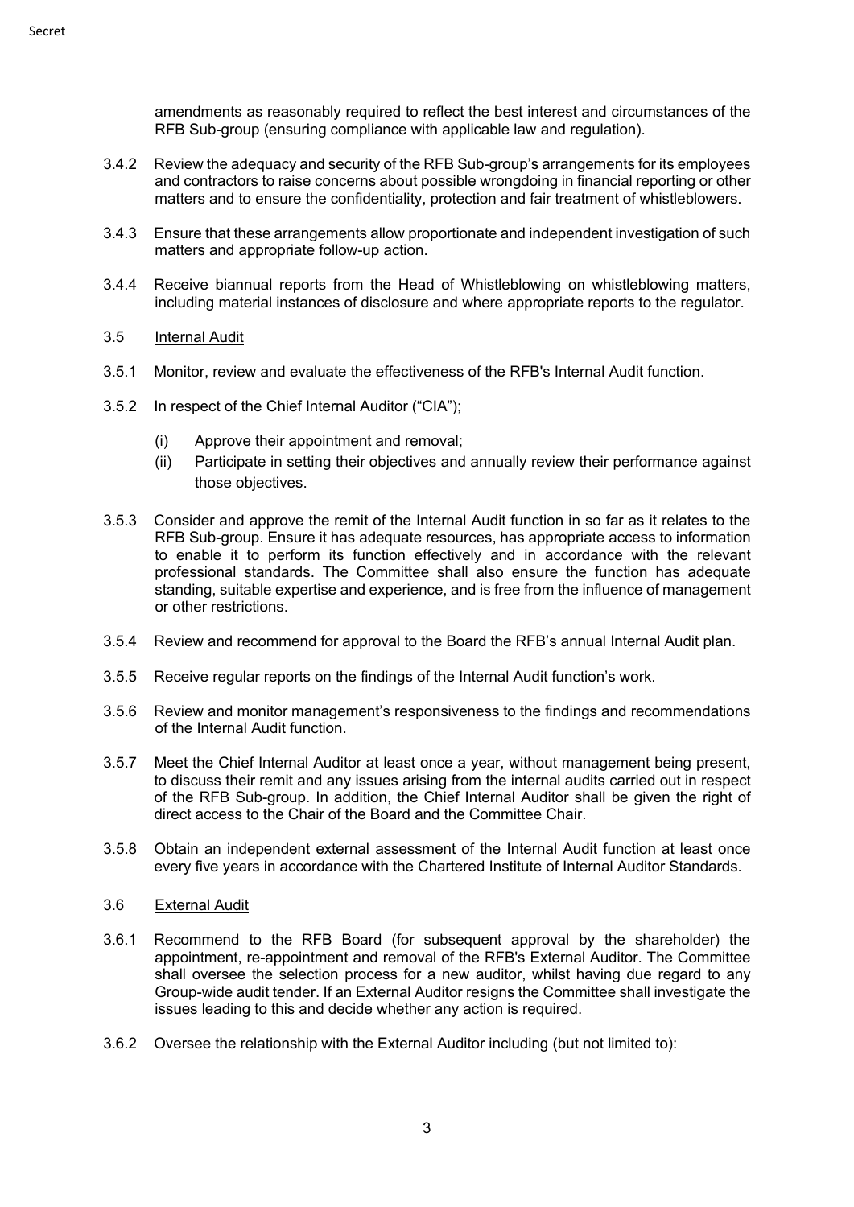amendments as reasonably required to reflect the best interest and circumstances of the RFB Sub-group (ensuring compliance with applicable law and regulation).

3.4.2 Review the adequacy and security of the RFB Sub-group's arrangements for its employees and contractors to raise concerns about possible wrongdoing in financial reporting or other matters and to ensure the confidentiality, protection and fair treatment of whistleblowers.

3.4.3 Ensure that these arrangements allow proportionate and independent investigation of such matters and appropriate follow-up action.

3.4.4 Receive biannual reports from the Head of Whistleblowing on whistleblowing matters, including material instances of disclosure and where appropriate reports to the regulator.

3.5 Internal Audit

3.5.1 Monitor, review and evaluate the effectiveness of the RFB's Internal Audit function.

3.5.2 In respect of the Chief Internal Auditor ("CIA");

(i) Approve their appointment and removal;

(ii) Participate in setting their objectives and annually review their performance against those objectives.

3.5.3 Consider and approve the remit of the Internal Audit function in so far as it relates to the RFB Sub-group. Ensure it has adequate resources, has appropriate access to information to enable it to perform its function effectively and in accordance with the relevant professional standards. The Committee shall also ensure the function has adequate standing, suitable expertise and experience, and is free from the influence of management or other restrictions.

3.5.4 Review and recommend for approval to the Board the RFB's annual Internal Audit plan.

3.5.5 Receive regular reports on the findings of the Internal Audit function's work.

3.5.6 Review and monitor management's responsiveness to the findings and recommendations of the Internal Audit function.

3.5.7 Meet the Chief Internal Auditor at least once a year, without management being present, to discuss their remit and any issues arising from the internal audits carried out in respect of the RFB Sub-group. In addition, the Chief Internal Auditor shall be given the right of direct access to the Chair of the Board and the Committee Chair.

3.5.8 Obtain an independent external assessment of the Internal Audit function at least once every five years in accordance with the Chartered Institute of Internal Auditor Standards.

3.6 External Audit

3.6.1 Recommend to the RFB Board (for subsequent approval by the shareholder) the appointment, re-appointment and removal of the RFB's External Auditor. The Committee shall oversee the selection process for a new auditor, whilst having due regard to any Group-wide audit tender. If an External Auditor resigns the Committee shall investigate the issues leading to this and decide whether any action is required.

3.6.2 Oversee the relationship with the External Auditor including (but not limited to):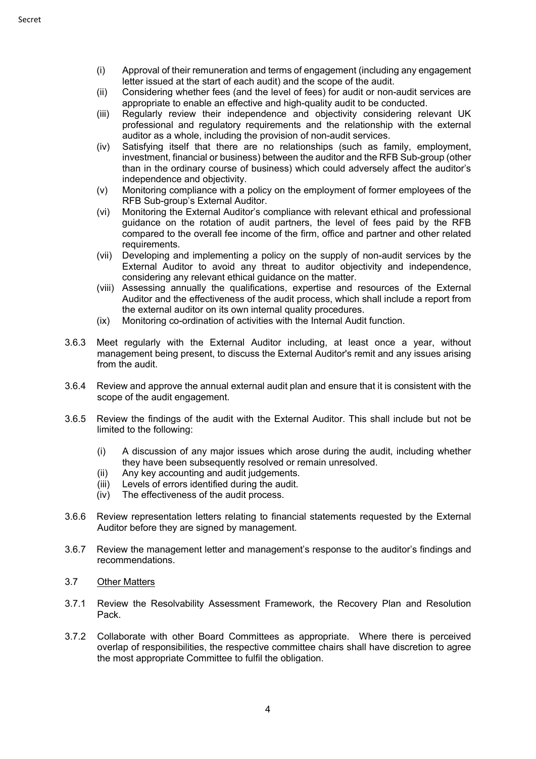(i) Approval of their remuneration and terms of engagement (including any engagement letter issued at the start of each audit) and the scope of the audit.

(ii) Considering whether fees (and the level of fees) for audit or non-audit services are appropriate to enable an effective and high-quality audit to be conducted.

(iii) Regularly review their independence and objectivity considering relevant UK professional and regulatory requirements and the relationship with the external auditor as a whole, including the provision of non-audit services.

(iv) Satisfying itself that there are no relationships (such as family, employment, investment, financial or business) between the auditor and the RFB Sub-group (other than in the ordinary course of business) which could adversely affect the auditor's independence and objectivity.

(v) Monitoring compliance with a policy on the employment of former employees of the RFB Sub-group's External Auditor.

(vi) Monitoring the External Auditor's compliance with relevant ethical and professional guidance on the rotation of audit partners, the level of fees paid by the RFB compared to the overall fee income of the firm, office and partner and other related requirements.

(vii) Developing and implementing a policy on the supply of non-audit services by the External Auditor to avoid any threat to auditor objectivity and independence, considering any relevant ethical guidance on the matter.

(viii) Assessing annually the qualifications, expertise and resources of the External Auditor and the effectiveness of the audit process, which shall include a report from the external auditor on its own internal quality procedures.

(ix) Monitoring co-ordination of activities with the Internal Audit function.

3.6.3 Meet regularly with the External Auditor including, at least once a year, without management being present, to discuss the External Auditor's remit and any issues arising from the audit.

3.6.4 Review and approve the annual external audit plan and ensure that it is consistent with the scope of the audit engagement.

3.6.5 Review the findings of the audit with the External Auditor. This shall include but not be limited to the following:

(i) A discussion of any major issues which arose during the audit, including whether they have been subsequently resolved or remain unresolved.

(ii) Any key accounting and audit judgements.

(iii) Levels of errors identified during the audit.

(iv) The effectiveness of the audit process.

3.6.6 Review representation letters relating to financial statements requested by the External Auditor before they are signed by management.

3.6.7 Review the management letter and management's response to the auditor's findings and recommendations.

3.7 <u>Other Matters</u>

3.7.1 Review the Resolvability Assessment Framework, the Recovery Plan and Resolution Pack.

3.7.2 Collaborate with other Board Committees as appropriate. Where there is perceived overlap of responsibilities, the respective committee chairs shall have discretion to agree the most appropriate Committee to fulfil the obligation.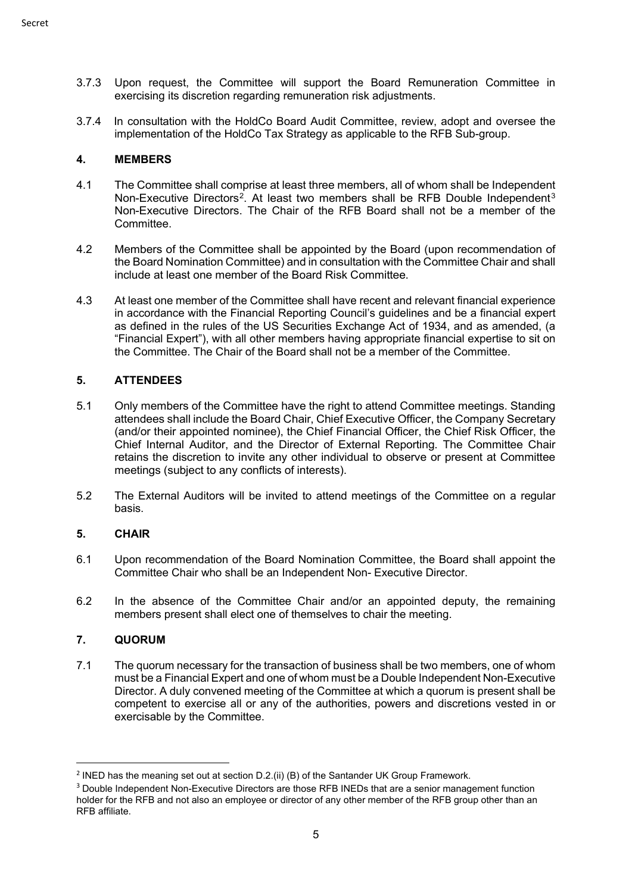3.7.3 Upon request, the Committee will support the Board Remuneration Committee in exercising its discretion regarding remuneration risk adjustments.

3.7.4 In consultation with the HoldCo Board Audit Committee, review, adopt and oversee the implementation of the HoldCo Tax Strategy as applicable to the RFB Sub-group.

## 4. MEMBERS

4.1 The Committee shall comprise at least three members, all of whom shall be Independent Non-Executive Directors[2]. At least two members shall be RFB Double Independent[3] Non-Executive Directors. The Chair of the RFB Board shall not be a member of the Committee.

4.2 Members of the Committee shall be appointed by the Board (upon recommendation of the Board Nomination Committee) and in consultation with the Committee Chair and shall include at least one member of the Board Risk Committee.

4.3 At least one member of the Committee shall have recent and relevant financial experience in accordance with the Financial Reporting Council's guidelines and be a financial expert as defined in the rules of the US Securities Exchange Act of 1934, and as amended, (a "Financial Expert"), with all other members having appropriate financial expertise to sit on the Committee. The Chair of the Board shall not be a member of the Committee.

## 5. ATTENDEES

5.1 Only members of the Committee have the right to attend Committee meetings. Standing attendees shall include the Board Chair, Chief Executive Officer, the Company Secretary (and/or their appointed nominee), the Chief Financial Officer, the Chief Risk Officer, the Chief Internal Auditor, and the Director of External Reporting. The Committee Chair retains the discretion to invite any other individual to observe or present at Committee meetings (subject to any conflicts of interests).

5.2 The External Auditors will be invited to attend meetings of the Committee on a regular basis.

## 5. CHAIR

6.1 Upon recommendation of the Board Nomination Committee, the Board shall appoint the Committee Chair who shall be an Independent Non- Executive Director.

6.2 In the absence of the Committee Chair and/or an appointed deputy, the remaining members present shall elect one of themselves to chair the meeting.

## 7. QUORUM

7.1 The quorum necessary for the transaction of business shall be two members, one of whom must be a Financial Expert and one of whom must be a Double Independent Non-Executive Director. A duly convened meeting of the Committee at which a quorum is present shall be competent to exercise all or any of the authorities, powers and discretions vested in or exercisable by the Committee.

---

[2] INED has the meaning set out at section D.2.(ii) (B) of the Santander UK Group Framework.

[3] Double Independent Non-Executive Directors are those RFB INEDs that are a senior management function holder for the RFB and not also an employee or director of any other member of the RFB group other than an RFB affiliate.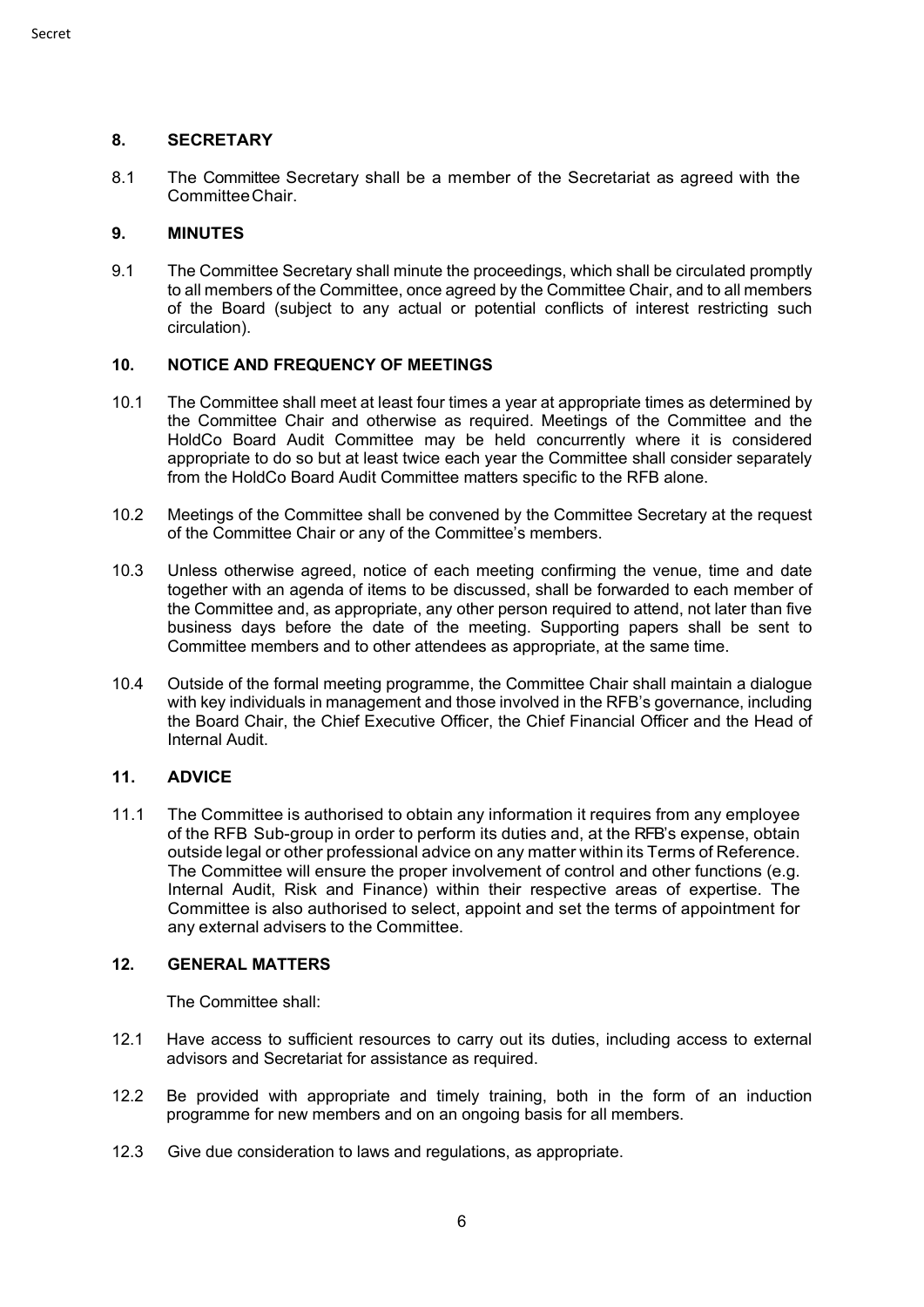## 8. SECRETARY

8.1 The Committee Secretary shall be a member of the Secretariat as agreed with the Committee Chair.

## 9. MINUTES

9.1 The Committee Secretary shall minute the proceedings, which shall be circulated promptly to all members of the Committee, once agreed by the Committee Chair, and to all members of the Board (subject to any actual or potential conflicts of interest restricting such circulation).

## 10. NOTICE AND FREQUENCY OF MEETINGS

10.1 The Committee shall meet at least four times a year at appropriate times as determined by the Committee Chair and otherwise as required. Meetings of the Committee and the HoldCo Board Audit Committee may be held concurrently where it is considered appropriate to do so but at least twice each year the Committee shall consider separately from the HoldCo Board Audit Committee matters specific to the RFB alone.

10.2 Meetings of the Committee shall be convened by the Committee Secretary at the request of the Committee Chair or any of the Committee's members.

10.3 Unless otherwise agreed, notice of each meeting confirming the venue, time and date together with an agenda of items to be discussed, shall be forwarded to each member of the Committee and, as appropriate, any other person required to attend, not later than five business days before the date of the meeting. Supporting papers shall be sent to Committee members and to other attendees as appropriate, at the same time.

10.4 Outside of the formal meeting programme, the Committee Chair shall maintain a dialogue with key individuals in management and those involved in the RFB's governance, including the Board Chair, the Chief Executive Officer, the Chief Financial Officer and the Head of Internal Audit.

## 11. ADVICE

11.1 The Committee is authorised to obtain any information it requires from any employee of the RFB Sub-group in order to perform its duties and, at the RFB's expense, obtain outside legal or other professional advice on any matter within its Terms of Reference. The Committee will ensure the proper involvement of control and other functions (e.g. Internal Audit, Risk and Finance) within their respective areas of expertise. The Committee is also authorised to select, appoint and set the terms of appointment for any external advisers to the Committee.

## 12. GENERAL MATTERS

The Committee shall:

12.1 Have access to sufficient resources to carry out its duties, including access to external advisors and Secretariat for assistance as required.

12.2 Be provided with appropriate and timely training, both in the form of an induction programme for new members and on an ongoing basis for all members.

12.3 Give due consideration to laws and regulations, as appropriate.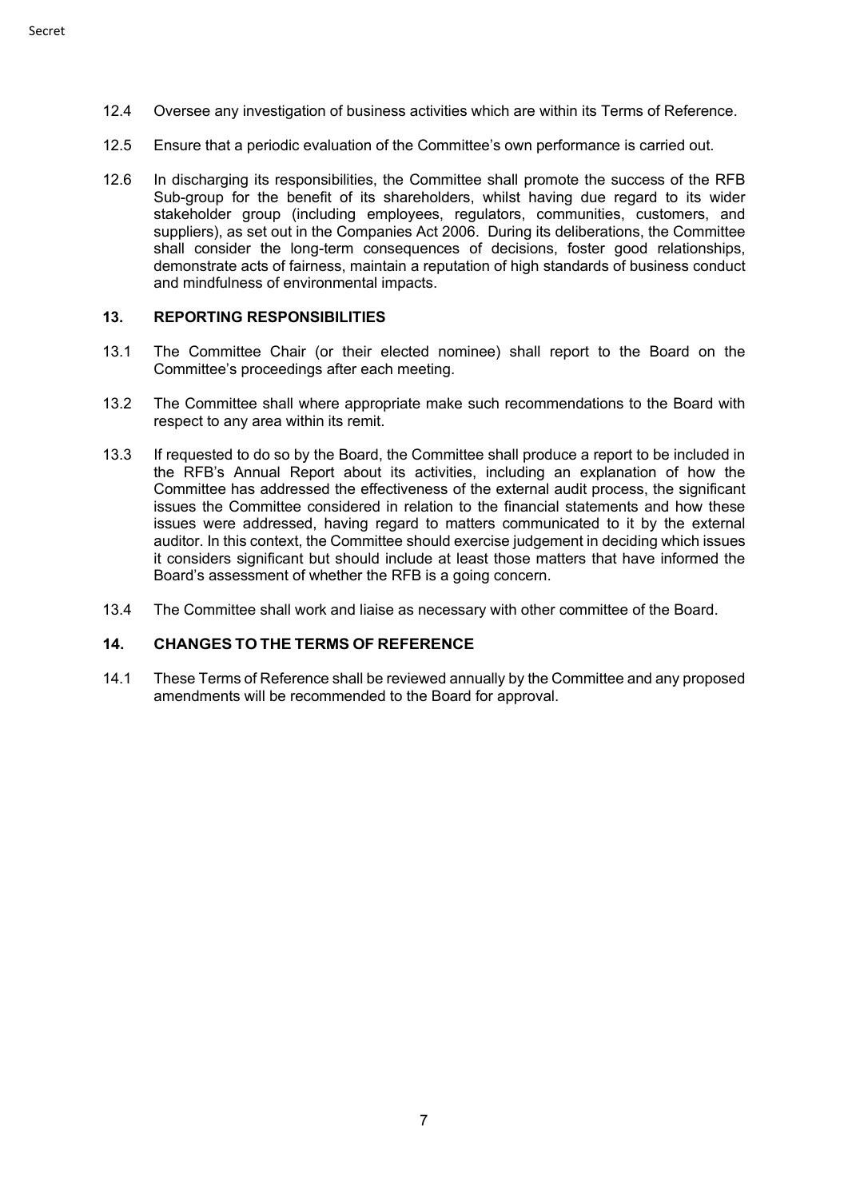12.4 Oversee any investigation of business activities which are within its Terms of Reference.

12.5 Ensure that a periodic evaluation of the Committee's own performance is carried out.

12.6 In discharging its responsibilities, the Committee shall promote the success of the RFB Sub-group for the benefit of its shareholders, whilst having due regard to its wider stakeholder group (including employees, regulators, communities, customers, and suppliers), as set out in the Companies Act 2006. During its deliberations, the Committee shall consider the long-term consequences of decisions, foster good relationships, demonstrate acts of fairness, maintain a reputation of high standards of business conduct and mindfulness of environmental impacts.

## 13. REPORTING RESPONSIBILITIES

13.1 The Committee Chair (or their elected nominee) shall report to the Board on the Committee's proceedings after each meeting.

13.2 The Committee shall where appropriate make such recommendations to the Board with respect to any area within its remit.

13.3 If requested to do so by the Board, the Committee shall produce a report to be included in the RFB's Annual Report about its activities, including an explanation of how the Committee has addressed the effectiveness of the external audit process, the significant issues the Committee considered in relation to the financial statements and how these issues were addressed, having regard to matters communicated to it by the external auditor. In this context, the Committee should exercise judgement in deciding which issues it considers significant but should include at least those matters that have informed the Board's assessment of whether the RFB is a going concern.

13.4 The Committee shall work and liaise as necessary with other committee of the Board.

## 14. CHANGES TO THE TERMS OF REFERENCE

14.1 These Terms of Reference shall be reviewed annually by the Committee and any proposed amendments will be recommended to the Board for approval.